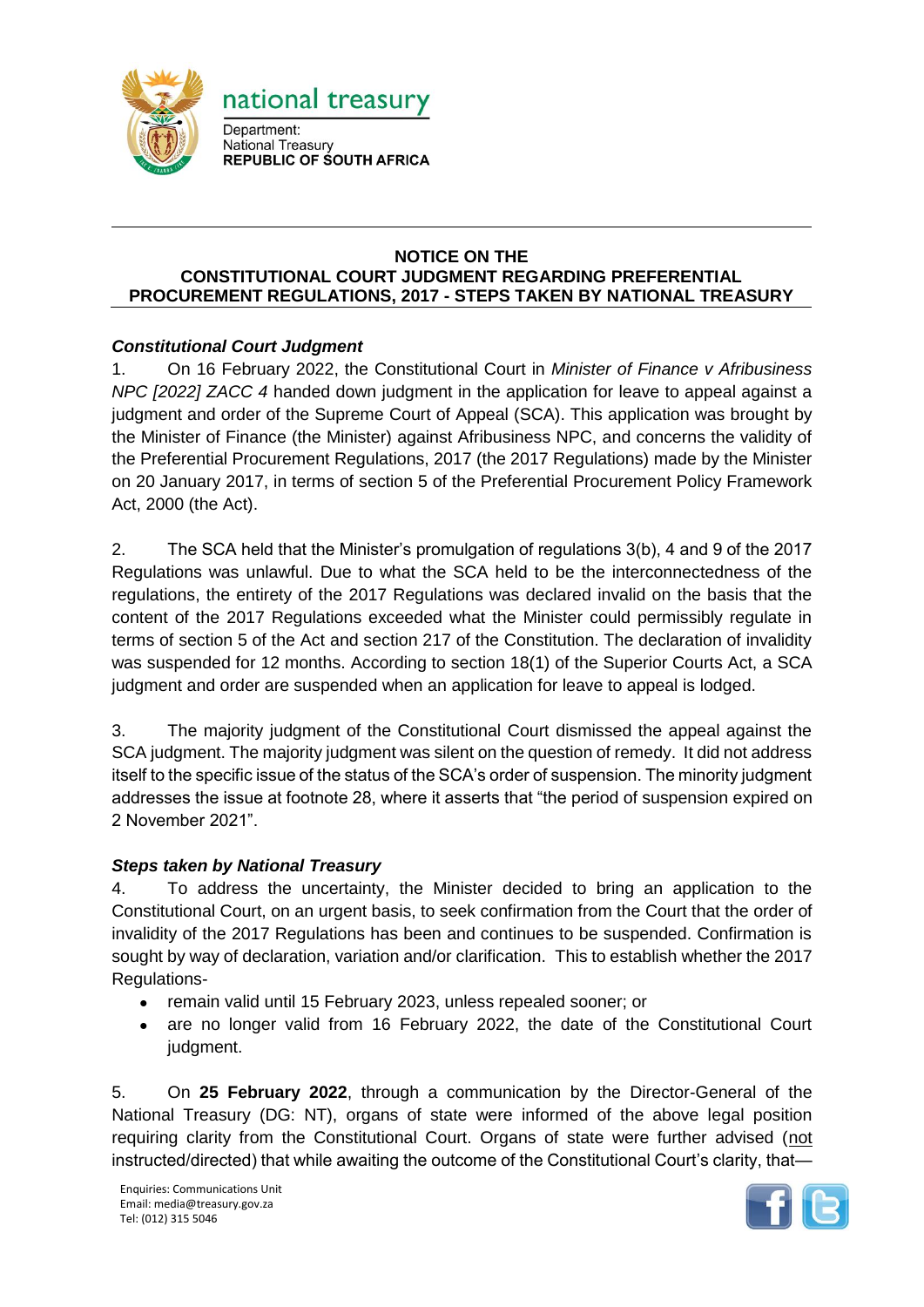national treasury

Department:
National Treasury
**REPUBLIC OF SOUTH AFRICA**

---

## NOTICE ON THE CONSTITUTIONAL COURT JUDGMENT REGARDING PREFERENTIAL PROCUREMENT REGULATIONS, 2017 - STEPS TAKEN BY NATIONAL TREASURY

### *Constitutional Court Judgment*

1. On 16 February 2022, the Constitutional Court in *Minister of Finance v Afribusiness NPC [2022] ZACC 4* handed down judgment in the application for leave to appeal against a judgment and order of the Supreme Court of Appeal (SCA). This application was brought by the Minister of Finance (the Minister) against Afribusiness NPC, and concerns the validity of the Preferential Procurement Regulations, 2017 (the 2017 Regulations) made by the Minister on 20 January 2017, in terms of section 5 of the Preferential Procurement Policy Framework Act, 2000 (the Act).

2. The SCA held that the Minister's promulgation of regulations 3(b), 4 and 9 of the 2017 Regulations was unlawful. Due to what the SCA held to be the interconnectedness of the regulations, the entirety of the 2017 Regulations was declared invalid on the basis that the content of the 2017 Regulations exceeded what the Minister could permissibly regulate in terms of section 5 of the Act and section 217 of the Constitution. The declaration of invalidity was suspended for 12 months. According to section 18(1) of the Superior Courts Act, a SCA judgment and order are suspended when an application for leave to appeal is lodged.

3. The majority judgment of the Constitutional Court dismissed the appeal against the SCA judgment. The majority judgment was silent on the question of remedy. It did not address itself to the specific issue of the status of the SCA's order of suspension. The minority judgment addresses the issue at footnote 28, where it asserts that "the period of suspension expired on 2 November 2021".

### *Steps taken by National Treasury*

4. To address the uncertainty, the Minister decided to bring an application to the Constitutional Court, on an urgent basis, to seek confirmation from the Court that the order of invalidity of the 2017 Regulations has been and continues to be suspended. Confirmation is sought by way of declaration, variation and/or clarification. This to establish whether the 2017 Regulations-
   - remain valid until 15 February 2023, unless repealed sooner; or
   - are no longer valid from 16 February 2022, the date of the Constitutional Court judgment.

5. On **25 February 2022**, through a communication by the Director-General of the National Treasury (DG: NT), organs of state were informed of the above legal position requiring clarity from the Constitutional Court. Organs of state were further advised (not instructed/directed) that while awaiting the outcome of the Constitutional Court's clarity, that—

Enquiries: Communications Unit
Email: media@treasury.gov.za
Tel: (012) 315 5046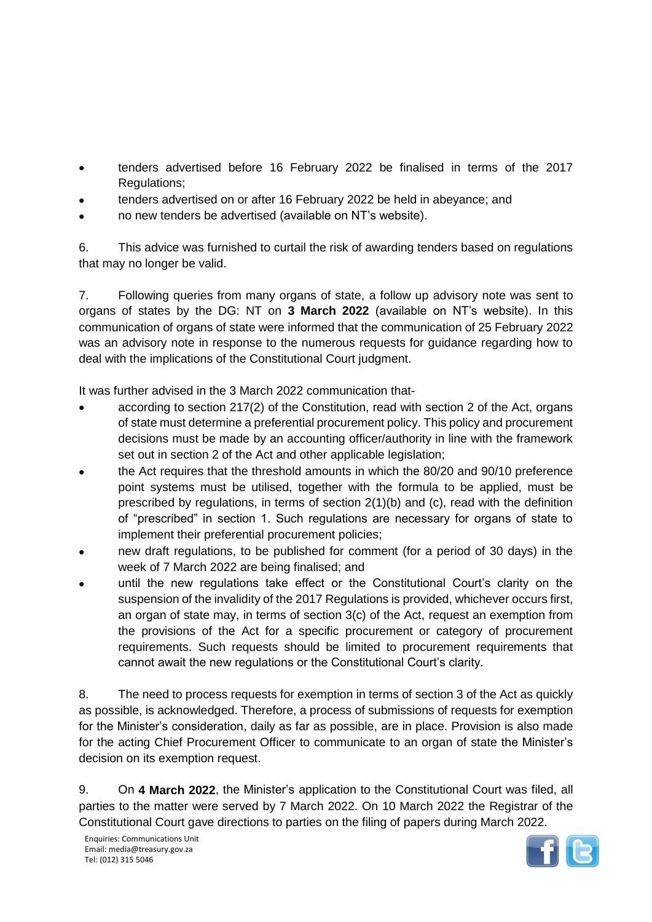- tenders advertised before 16 February 2022 be finalised in terms of the 2017 Regulations;
- tenders advertised on or after 16 February 2022 be held in abeyance; and
- no new tenders be advertised (available on NT's website).

6. This advice was furnished to curtail the risk of awarding tenders based on regulations that may no longer be valid.

7. Following queries from many organs of state, a follow up advisory note was sent to organs of states by the DG: NT on **3 March 2022** (available on NT's website). In this communication of organs of state were informed that the communication of 25 February 2022 was an advisory note in response to the numerous requests for guidance regarding how to deal with the implications of the Constitutional Court judgment.

It was further advised in the 3 March 2022 communication that-

- according to section 217(2) of the Constitution, read with section 2 of the Act, organs of state must determine a preferential procurement policy. This policy and procurement decisions must be made by an accounting officer/authority in line with the framework set out in section 2 of the Act and other applicable legislation;
- the Act requires that the threshold amounts in which the 80/20 and 90/10 preference point systems must be utilised, together with the formula to be applied, must be prescribed by regulations, in terms of section 2(1)(b) and (c), read with the definition of "prescribed" in section 1. Such regulations are necessary for organs of state to implement their preferential procurement policies;
- new draft regulations, to be published for comment (for a period of 30 days) in the week of 7 March 2022 are being finalised; and
- until the new regulations take effect or the Constitutional Court's clarity on the suspension of the invalidity of the 2017 Regulations is provided, whichever occurs first, an organ of state may, in terms of section 3(c) of the Act, request an exemption from the provisions of the Act for a specific procurement or category of procurement requirements. Such requests should be limited to procurement requirements that cannot await the new regulations or the Constitutional Court's clarity.

8. The need to process requests for exemption in terms of section 3 of the Act as quickly as possible, is acknowledged. Therefore, a process of submissions of requests for exemption for the Minister's consideration, daily as far as possible, are in place. Provision is also made for the acting Chief Procurement Officer to communicate to an organ of state the Minister's decision on its exemption request.

9. On **4 March 2022**, the Minister's application to the Constitutional Court was filed, all parties to the matter were served by 7 March 2022. On 10 March 2022 the Registrar of the Constitutional Court gave directions to parties on the filing of papers during March 2022.

Enquiries: Communications Unit
Email: media@treasury.gov.za
Tel: (012) 315 5046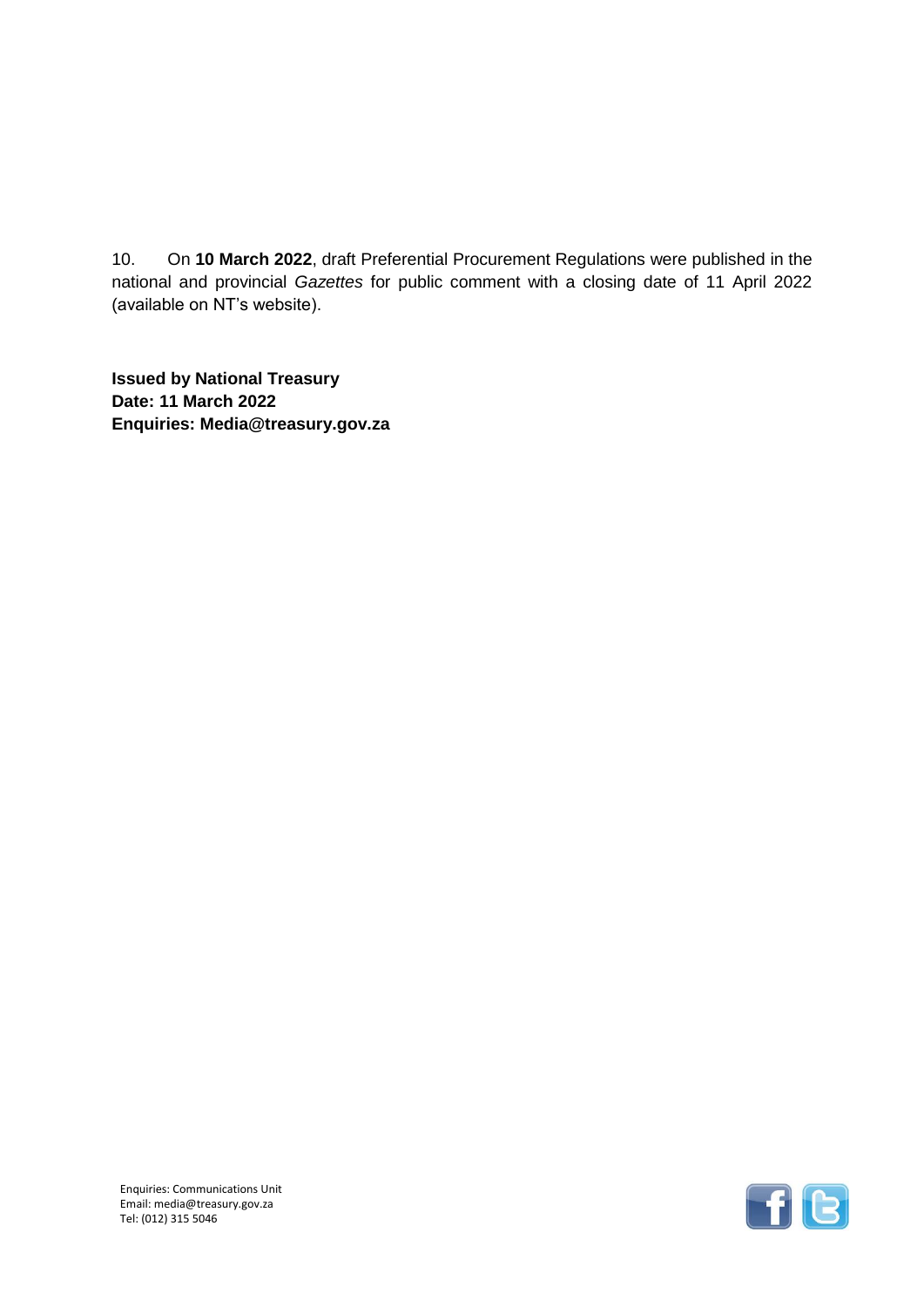10. On **10 March 2022**, draft Preferential Procurement Regulations were published in the national and provincial *Gazettes* for public comment with a closing date of 11 April 2022 (available on NT's website).

**Issued by National Treasury**
**Date: 11 March 2022**
**Enquiries: Media@treasury.gov.za**

Enquiries: Communications Unit
Email: media@treasury.gov.za
Tel: (012) 315 5046